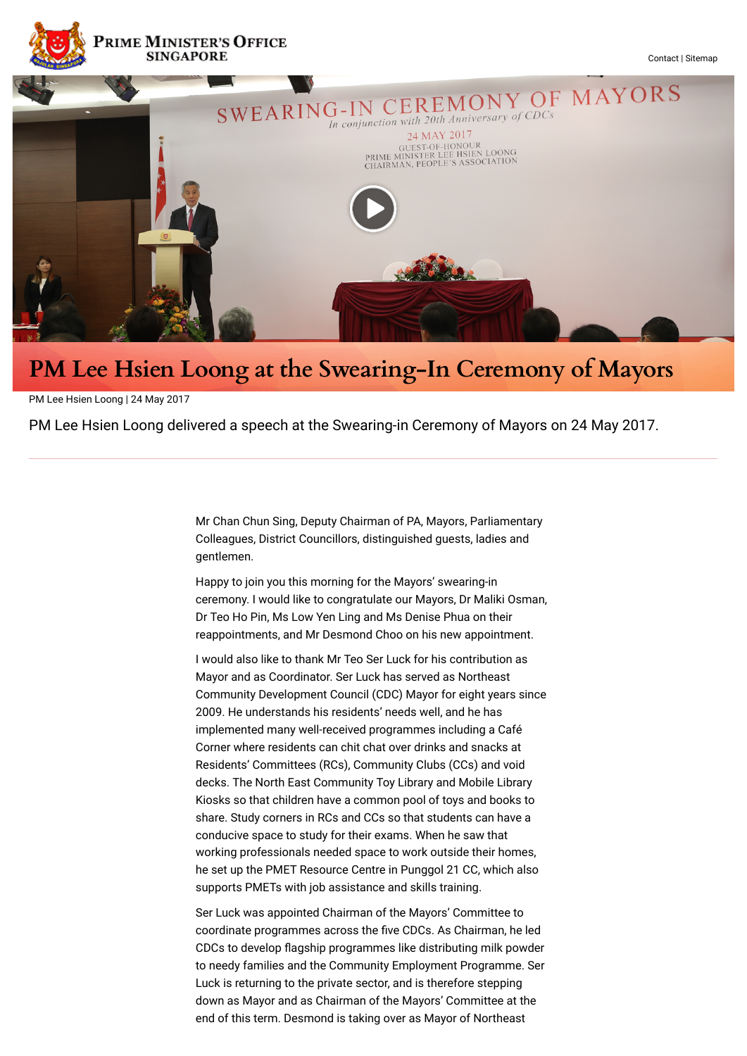# PM Lee Hsien Loong at the Swearing-In Ceremony of Mayors

PM Lee Hsien Loong | 24 May 2017

PM Lee Hsien Loong delivered a speech at the Swearing-in Ceremony of Mayors on 24 May 2017.

---

Mr Chan Chun Sing, Deputy Chairman of PA, Mayors, Parliamentary Colleagues, District Councillors, distinguished guests, ladies and gentlemen.

Happy to join you this morning for the Mayors' swearing-in ceremony. I would like to congratulate our Mayors, Dr Maliki Osman, Dr Teo Ho Pin, Ms Low Yen Ling and Ms Denise Phua on their reappointments, and Mr Desmond Choo on his new appointment.

I would also like to thank Mr Teo Ser Luck for his contribution as Mayor and as Coordinator. Ser Luck has served as Northeast Community Development Council (CDC) Mayor for eight years since 2009. He understands his residents' needs well, and he has implemented many well-received programmes including a Café Corner where residents can chit chat over drinks and snacks at Residents' Committees (RCs), Community Clubs (CCs) and void decks. The North East Community Toy Library and Mobile Library Kiosks so that children have a common pool of toys and books to share. Study corners in RCs and CCs so that students can have a conducive space to study for their exams. When he saw that working professionals needed space to work outside their homes, he set up the PMET Resource Centre in Punggol 21 CC, which also supports PMETs with job assistance and skills training.

Ser Luck was appointed Chairman of the Mayors' Committee to coordinate programmes across the five CDCs. As Chairman, he led CDCs to develop flagship programmes like distributing milk powder to needy families and the Community Employment Programme. Ser Luck is returning to the private sector, and is therefore stepping down as Mayor and as Chairman of the Mayors' Committee at the end of this term. Desmond is taking over as Mayor of Northeast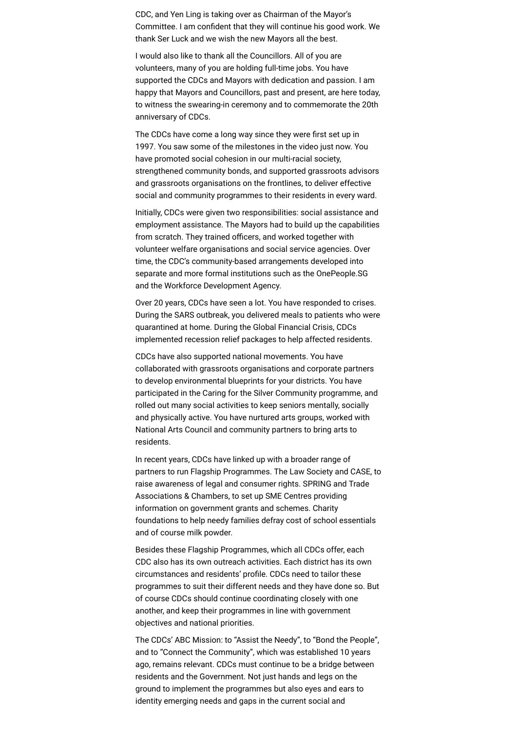CDC, and Yen Ling is taking over as Chairman of the Mayor's Committee. I am confident that they will continue his good work. We thank Ser Luck and we wish the new Mayors all the best.

I would also like to thank all the Councillors. All of you are volunteers, many of you are holding full-time jobs. You have supported the CDCs and Mayors with dedication and passion. I am happy that Mayors and Councillors, past and present, are here today, to witness the swearing-in ceremony and to commemorate the 20th anniversary of CDCs.

The CDCs have come a long way since they were first set up in 1997. You saw some of the milestones in the video just now. You have promoted social cohesion in our multi-racial society, strengthened community bonds, and supported grassroots advisors and grassroots organisations on the frontlines, to deliver effective social and community programmes to their residents in every ward.

Initially, CDCs were given two responsibilities: social assistance and employment assistance. The Mayors had to build up the capabilities from scratch. They trained officers, and worked together with volunteer welfare organisations and social service agencies. Over time, the CDC's community-based arrangements developed into separate and more formal institutions such as the OnePeople.SG and the Workforce Development Agency.

Over 20 years, CDCs have seen a lot. You have responded to crises. During the SARS outbreak, you delivered meals to patients who were quarantined at home. During the Global Financial Crisis, CDCs implemented recession relief packages to help affected residents.

CDCs have also supported national movements. You have collaborated with grassroots organisations and corporate partners to develop environmental blueprints for your districts. You have participated in the Caring for the Silver Community programme, and rolled out many social activities to keep seniors mentally, socially and physically active. You have nurtured arts groups, worked with National Arts Council and community partners to bring arts to residents.

In recent years, CDCs have linked up with a broader range of partners to run Flagship Programmes. The Law Society and CASE, to raise awareness of legal and consumer rights. SPRING and Trade Associations & Chambers, to set up SME Centres providing information on government grants and schemes. Charity foundations to help needy families defray cost of school essentials and of course milk powder.

Besides these Flagship Programmes, which all CDCs offer, each CDC also has its own outreach activities. Each district has its own circumstances and residents' profile. CDCs need to tailor these programmes to suit their different needs and they have done so. But of course CDCs should continue coordinating closely with one another, and keep their programmes in line with government objectives and national priorities.

The CDCs' ABC Mission: to "Assist the Needy", to "Bond the People", and to "Connect the Community", which was established 10 years ago, remains relevant. CDCs must continue to be a bridge between residents and the Government. Not just hands and legs on the ground to implement the programmes but also eyes and ears to identity emerging needs and gaps in the current social and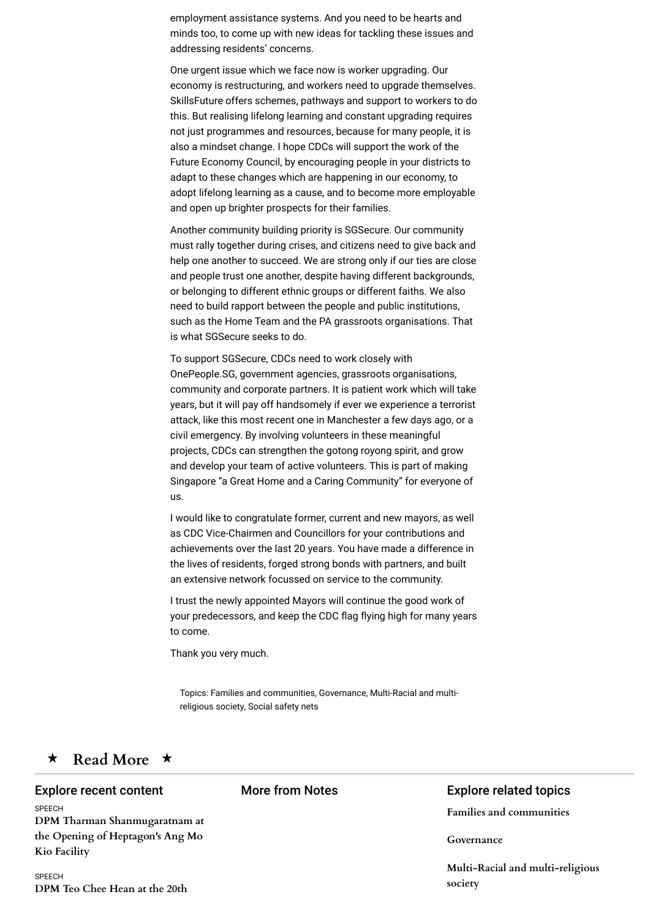employment assistance systems. And you need to be hearts and minds too, to come up with new ideas for tackling these issues and addressing residents' concerns.

One urgent issue which we face now is worker upgrading. Our economy is restructuring, and workers need to upgrade themselves. SkillsFuture offers schemes, pathways and support to workers to do this. But realising lifelong learning and constant upgrading requires not just programmes and resources, because for many people, it is also a mindset change. I hope CDCs will support the work of the Future Economy Council, by encouraging people in your districts to adapt to these changes which are happening in our economy, to adopt lifelong learning as a cause, and to become more employable and open up brighter prospects for their families.

Another community building priority is SGSecure. Our community must rally together during crises, and citizens need to give back and help one another to succeed. We are strong only if our ties are close and people trust one another, despite having different backgrounds, or belonging to different ethnic groups or different faiths. We also need to build rapport between the people and public institutions, such as the Home Team and the PA grassroots organisations. That is what SGSecure seeks to do.

To support SGSecure, CDCs need to work closely with OnePeople.SG, government agencies, grassroots organisations, community and corporate partners. It is patient work which will take years, but it will pay off handsomely if ever we experience a terrorist attack, like this most recent one in Manchester a few days ago, or a civil emergency. By involving volunteers in these meaningful projects, CDCs can strengthen the gotong royong spirit, and grow and develop your team of active volunteers. This is part of making Singapore "a Great Home and a Caring Community" for everyone of us.

I would like to congratulate former, current and new mayors, as well as CDC Vice-Chairmen and Councillors for your contributions and achievements over the last 20 years. You have made a difference in the lives of residents, forged strong bonds with partners, and built an extensive network focussed on service to the community.

I trust the newly appointed Mayors will continue the good work of your predecessors, and keep the CDC flag flying high for many years to come.

Thank you very much.

Topics: Families and communities, Governance, Multi-Racial and multi-religious society, Social safety nets

## ★ Read More ★

### Explore recent content

SPEECH
**DPM Tharman Shanmugaratnam at the Opening of Heptagon's Ang Mo Kio Facility**

SPEECH
**DPM Teo Chee Hean at the 20th**

### More from Notes

### Explore related topics

Families and communities

Governance

Multi-Racial and multi-religious society